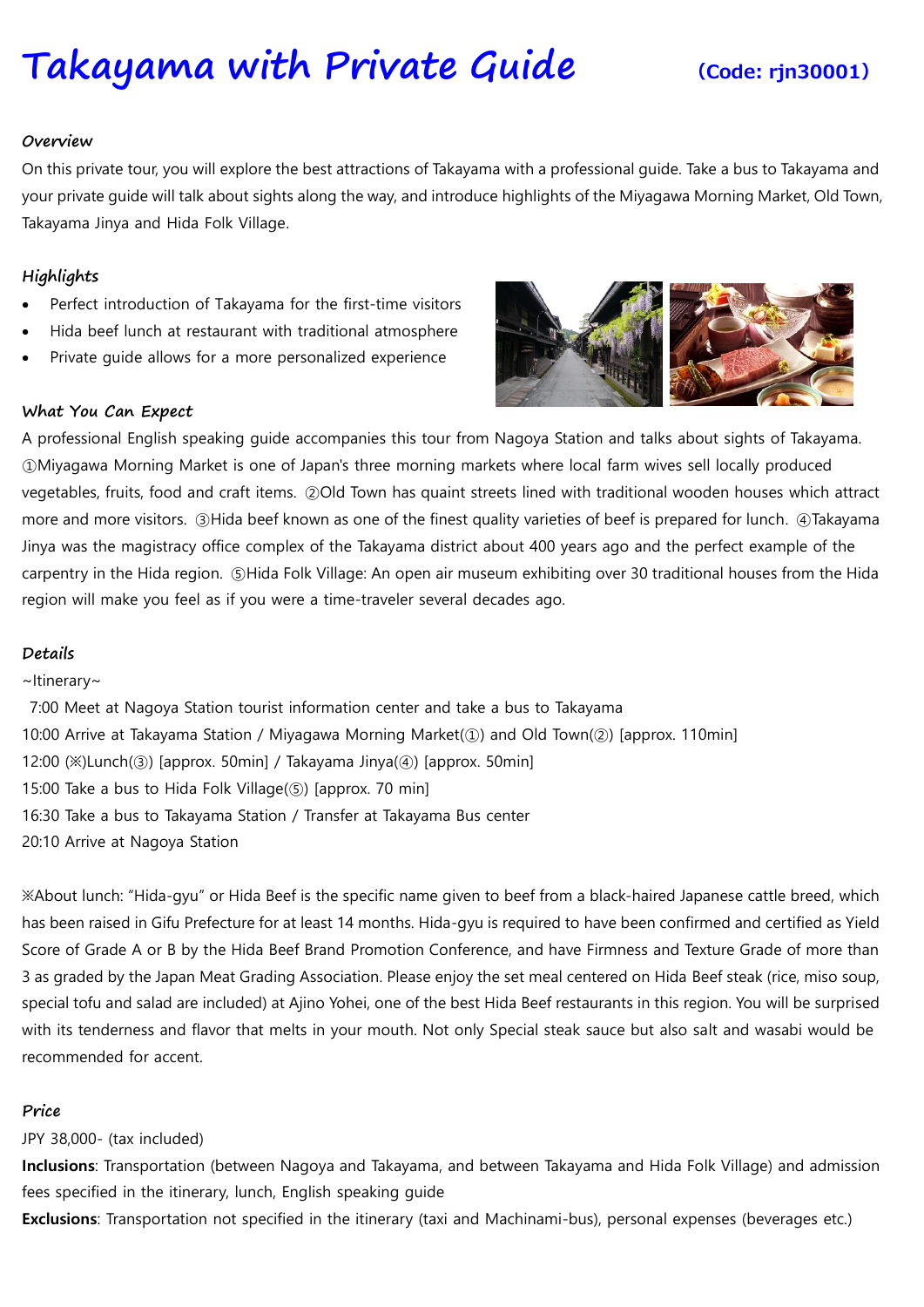# Takayama with Private Guide (Code: rjn30001)

***Overview***

On this private tour, you will explore the best attractions of Takayama with a professional guide. Take a bus to Takayama and your private guide will talk about sights along the way, and introduce highlights of the Miyagawa Morning Market, Old Town, Takayama Jinya and Hida Folk Village.

***Highlights***

- Perfect introduction of Takayama for the first-time visitors
- Hida beef lunch at restaurant with traditional atmosphere
- Private guide allows for a more personalized experience

***What You Can Expect***

A professional English speaking guide accompanies this tour from Nagoya Station and talks about sights of Takayama. ①Miyagawa Morning Market is one of Japan's three morning markets where local farm wives sell locally produced vegetables, fruits, food and craft items. ②Old Town has quaint streets lined with traditional wooden houses which attract more and more visitors. ③Hida beef known as one of the finest quality varieties of beef is prepared for lunch. ④Takayama Jinya was the magistracy office complex of the Takayama district about 400 years ago and the perfect example of the carpentry in the Hida region. ⑤Hida Folk Village: An open air museum exhibiting over 30 traditional houses from the Hida region will make you feel as if you were a time-traveler several decades ago.

***Details***

~Itinerary~

7:00 Meet at Nagoya Station tourist information center and take a bus to Takayama
10:00 Arrive at Takayama Station / Miyagawa Morning Market(①) and Old Town(②) [approx. 110min]
12:00 (※)Lunch(③) [approx. 50min] / Takayama Jinya(④) [approx. 50min]
15:00 Take a bus to Hida Folk Village(⑤) [approx. 70 min]
16:30 Take a bus to Takayama Station / Transfer at Takayama Bus center
20:10 Arrive at Nagoya Station

※About lunch: "Hida-gyu" or Hida Beef is the specific name given to beef from a black-haired Japanese cattle breed, which has been raised in Gifu Prefecture for at least 14 months. Hida-gyu is required to have been confirmed and certified as Yield Score of Grade A or B by the Hida Beef Brand Promotion Conference, and have Firmness and Texture Grade of more than 3 as graded by the Japan Meat Grading Association. Please enjoy the set meal centered on Hida Beef steak (rice, miso soup, special tofu and salad are included) at Ajino Yohei, one of the best Hida Beef restaurants in this region. You will be surprised with its tenderness and flavor that melts in your mouth. Not only Special steak sauce but also salt and wasabi would be recommended for accent.

***Price***

JPY 38,000- (tax included)

**Inclusions**: Transportation (between Nagoya and Takayama, and between Takayama and Hida Folk Village) and admission fees specified in the itinerary, lunch, English speaking guide

**Exclusions**: Transportation not specified in the itinerary (taxi and Machinami-bus), personal expenses (beverages etc.)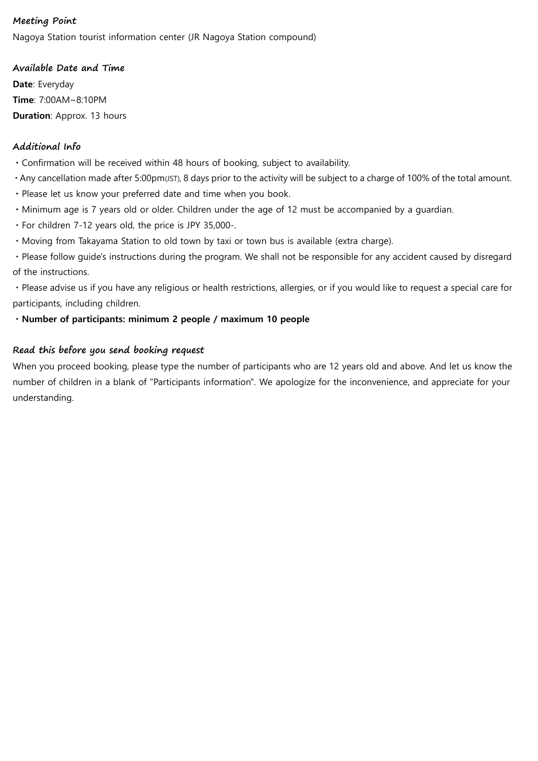### Meeting Point

Nagoya Station tourist information center (JR Nagoya Station compound)

### Available Date and Time

**Date**: Everyday

**Time**: 7:00AM~8:10PM

**Duration**: Approx. 13 hours

### Additional Info

・Confirmation will be received within 48 hours of booking, subject to availability.

・Any cancellation made after 5:00pm(JST), 8 days prior to the activity will be subject to a charge of 100% of the total amount.

・Please let us know your preferred date and time when you book.

・Minimum age is 7 years old or older. Children under the age of 12 must be accompanied by a guardian.

・For children 7-12 years old, the price is JPY 35,000-.

・Moving from Takayama Station to old town by taxi or town bus is available (extra charge).

・Please follow guide's instructions during the program. We shall not be responsible for any accident caused by disregard of the instructions.

・Please advise us if you have any religious or health restrictions, allergies, or if you would like to request a special care for participants, including children.

・**Number of participants: minimum 2 people / maximum 10 people**

### Read this before you send booking request

When you proceed booking, please type the number of participants who are 12 years old and above. And let us know the number of children in a blank of "Participants information". We apologize for the inconvenience, and appreciate for your understanding.